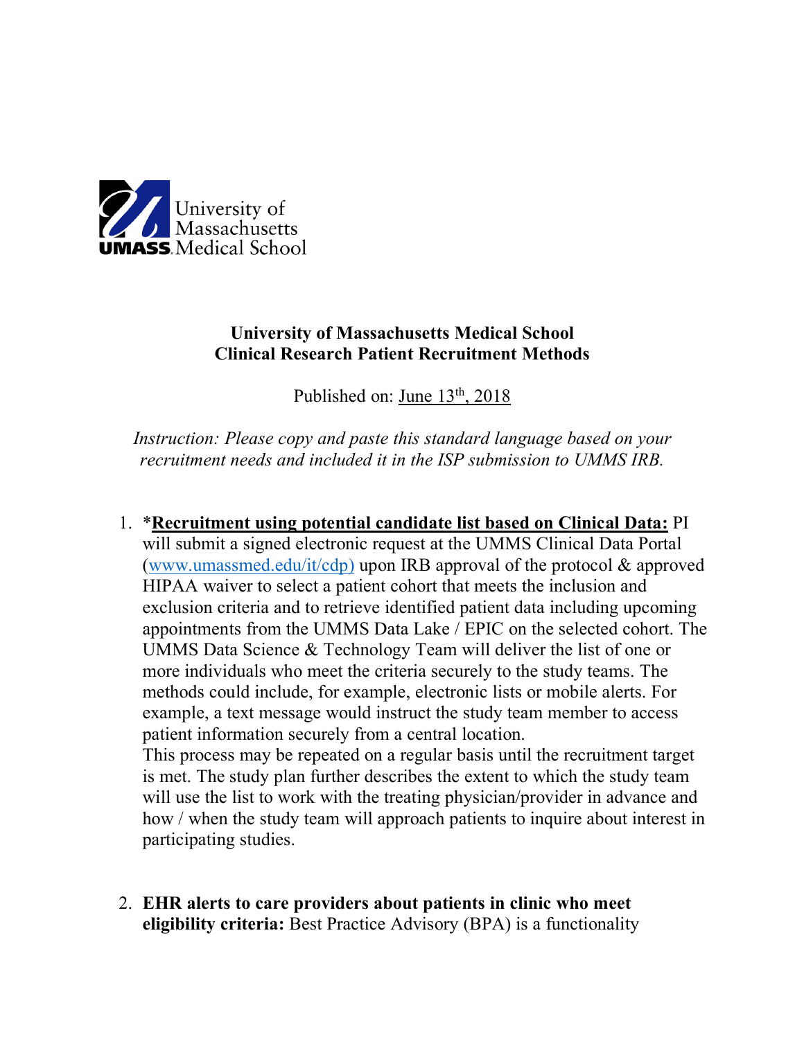**University of Massachusetts Medical School**
**Clinical Research Patient Recruitment Methods**

Published on: June 13th, 2018

*Instruction: Please copy and paste this standard language based on your recruitment needs and included it in the ISP submission to UMMS IRB.*

1. *__Recruitment using potential candidate list based on Clinical Data:__ PI will submit a signed electronic request at the UMMS Clinical Data Portal (www.umassmed.edu/it/cdp) upon IRB approval of the protocol & approved HIPAA waiver to select a patient cohort that meets the inclusion and exclusion criteria and to retrieve identified patient data including upcoming appointments from the UMMS Data Lake / EPIC on the selected cohort. The UMMS Data Science & Technology Team will deliver the list of one or more individuals who meet the criteria securely to the study teams. The methods could include, for example, electronic lists or mobile alerts. For example, a text message would instruct the study team member to access patient information securely from a central location.
   This process may be repeated on a regular basis until the recruitment target is met. The study plan further describes the extent to which the study team will use the list to work with the treating physician/provider in advance and how / when the study team will approach patients to inquire about interest in participating studies.

2. **EHR alerts to care providers about patients in clinic who meet eligibility criteria:** Best Practice Advisory (BPA) is a functionality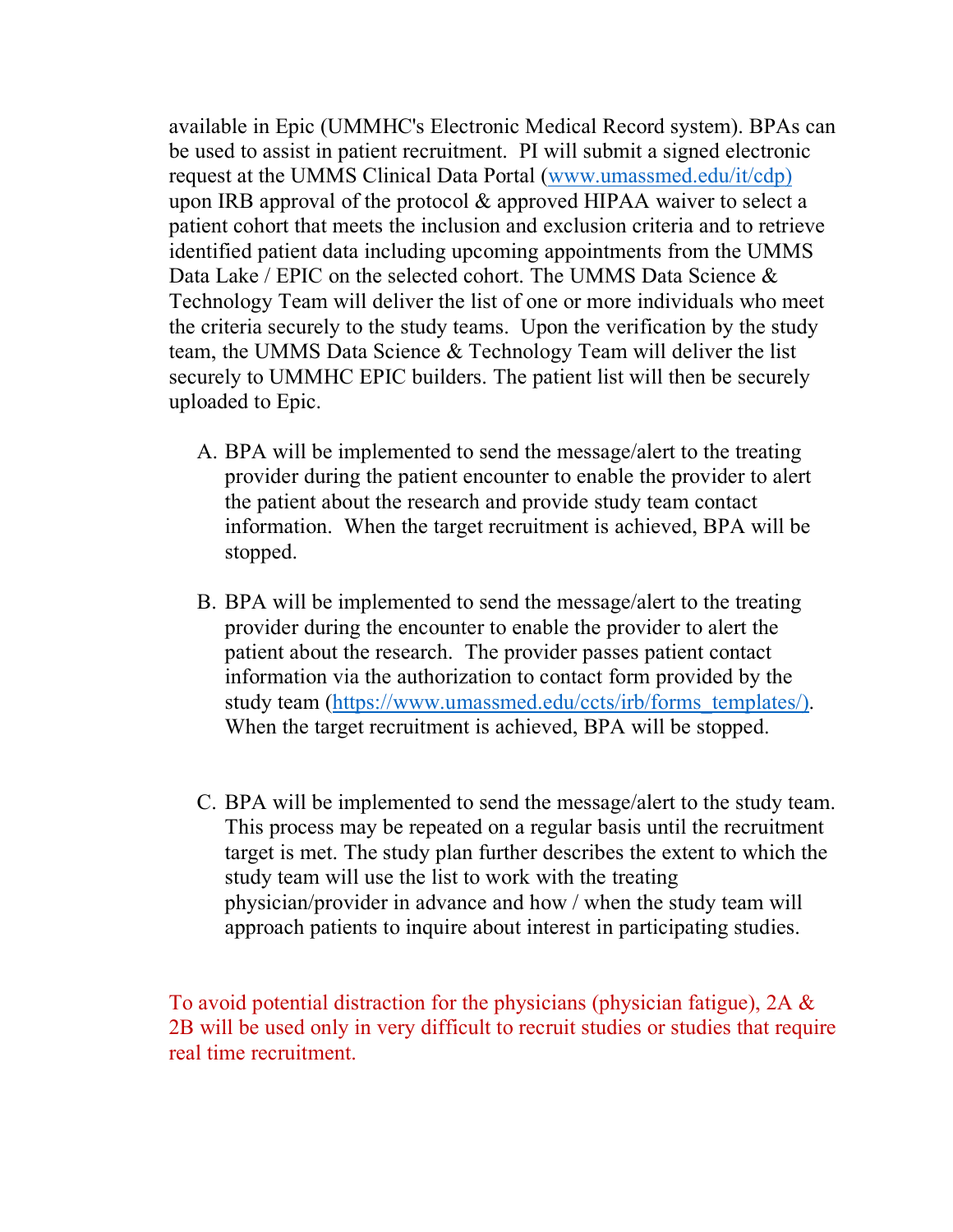available in Epic (UMMHC's Electronic Medical Record system). BPAs can be used to assist in patient recruitment. PI will submit a signed electronic request at the UMMS Clinical Data Portal (www.umassmed.edu/it/cdp) upon IRB approval of the protocol & approved HIPAA waiver to select a patient cohort that meets the inclusion and exclusion criteria and to retrieve identified patient data including upcoming appointments from the UMMS Data Lake / EPIC on the selected cohort. The UMMS Data Science & Technology Team will deliver the list of one or more individuals who meet the criteria securely to the study teams. Upon the verification by the study team, the UMMS Data Science & Technology Team will deliver the list securely to UMMHC EPIC builders. The patient list will then be securely uploaded to Epic.

A. BPA will be implemented to send the message/alert to the treating provider during the patient encounter to enable the provider to alert the patient about the research and provide study team contact information. When the target recruitment is achieved, BPA will be stopped.

B. BPA will be implemented to send the message/alert to the treating provider during the encounter to enable the provider to alert the patient about the research. The provider passes patient contact information via the authorization to contact form provided by the study team (https://www.umassmed.edu/ccts/irb/forms_templates/). When the target recruitment is achieved, BPA will be stopped.

C. BPA will be implemented to send the message/alert to the study team. This process may be repeated on a regular basis until the recruitment target is met. The study plan further describes the extent to which the study team will use the list to work with the treating physician/provider in advance and how / when the study team will approach patients to inquire about interest in participating studies.

To avoid potential distraction for the physicians (physician fatigue), 2A & 2B will be used only in very difficult to recruit studies or studies that require real time recruitment.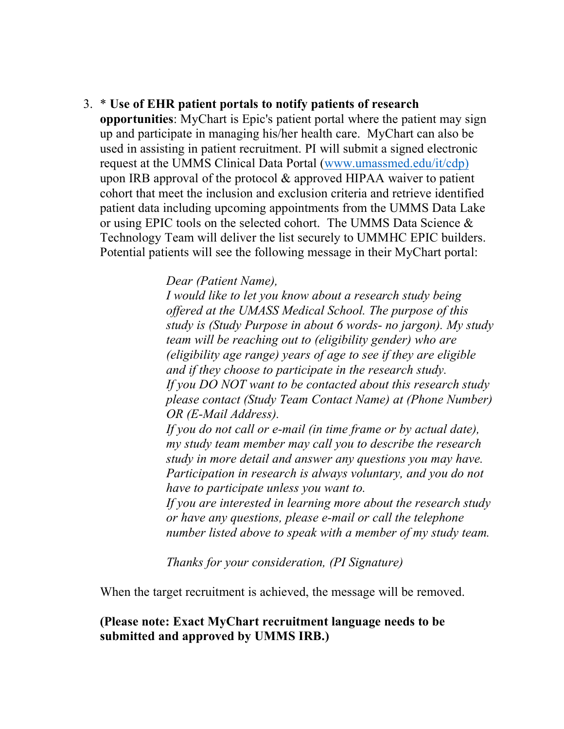3. * **Use of EHR patient portals to notify patients of research opportunities**: MyChart is Epic's patient portal where the patient may sign up and participate in managing his/her health care. MyChart can also be used in assisting in patient recruitment. PI will submit a signed electronic request at the UMMS Clinical Data Portal ([www.umassmed.edu/it/cdp)](www.umassmed.edu/it/cdp) upon IRB approval of the protocol & approved HIPAA waiver to patient cohort that meet the inclusion and exclusion criteria and retrieve identified patient data including upcoming appointments from the UMMS Data Lake or using EPIC tools on the selected cohort. The UMMS Data Science & Technology Team will deliver the list securely to UMMHC EPIC builders. Potential patients will see the following message in their MyChart portal:

   > *Dear (Patient Name),*
   > *I would like to let you know about a research study being offered at the UMASS Medical School. The purpose of this study is (Study Purpose in about 6 words- no jargon). My study team will be reaching out to (eligibility gender) who are (eligibility age range) years of age to see if they are eligible and if they choose to participate in the research study.*
   > *If you DO NOT want to be contacted about this research study please contact (Study Team Contact Name) at (Phone Number) OR (E-Mail Address).*
   > *If you do not call or e-mail (in time frame or by actual date), my study team member may call you to describe the research study in more detail and answer any questions you may have. Participation in research is always voluntary, and you do not have to participate unless you want to.*
   > *If you are interested in learning more about the research study or have any questions, please e-mail or call the telephone number listed above to speak with a member of my study team.*
   >
   > *Thanks for your consideration, (PI Signature)*

   When the target recruitment is achieved, the message will be removed.

   **(Please note: Exact MyChart recruitment language needs to be submitted and approved by UMMS IRB.)**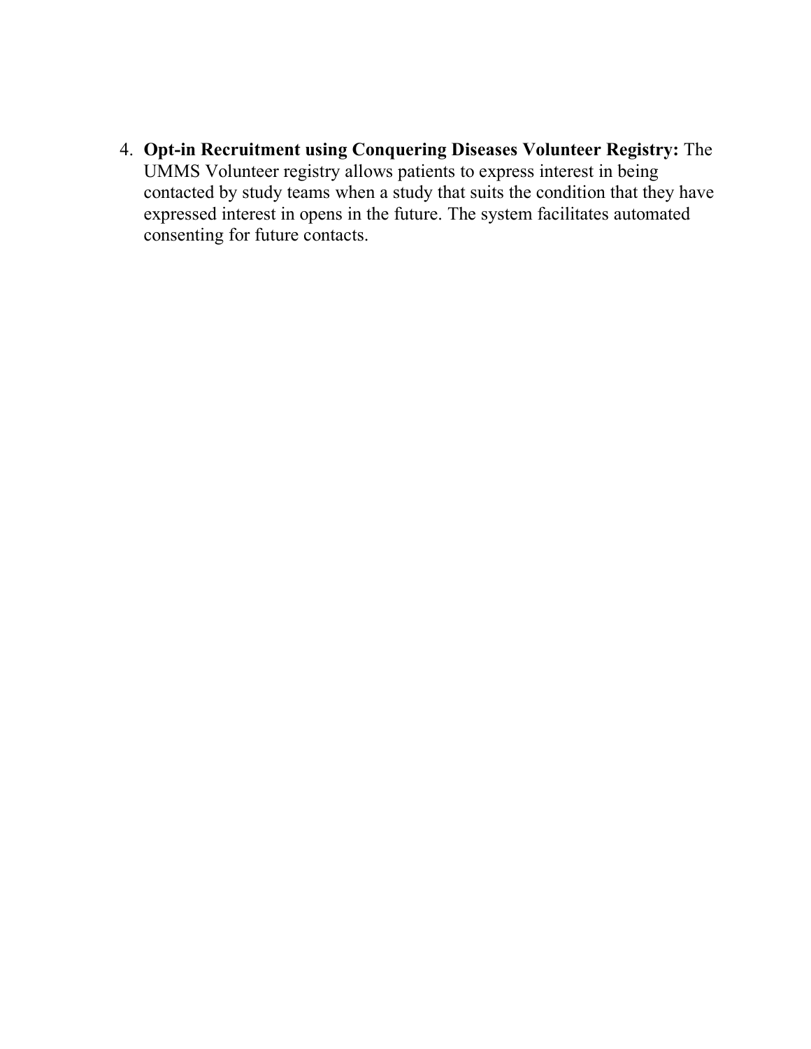4. **Opt-in Recruitment using Conquering Diseases Volunteer Registry:** The UMMS Volunteer registry allows patients to express interest in being contacted by study teams when a study that suits the condition that they have expressed interest in opens in the future. The system facilitates automated consenting for future contacts.